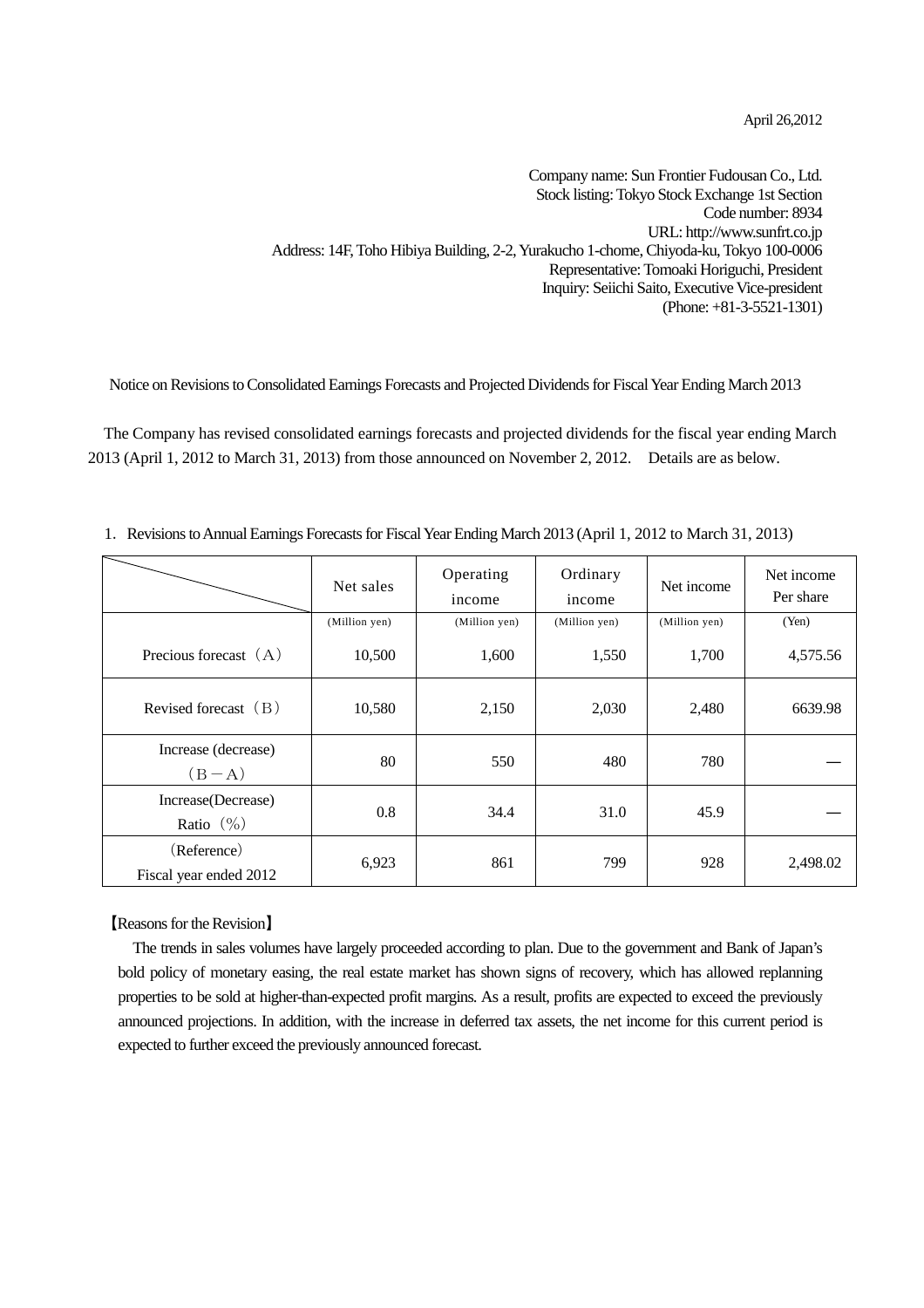April 26,2012

Company name: Sun Frontier Fudousan Co., Ltd.
Stock listing: Tokyo Stock Exchange 1st Section
Code number: 8934
URL: http://www.sunfrt.co.jp
Address: 14F, Toho Hibiya Building, 2-2, Yurakucho 1-chome, Chiyoda-ku, Tokyo 100-0006
Representative: Tomoaki Horiguchi, President
Inquiry: Seiichi Saito, Executive Vice-president
(Phone: +81-3-5521-1301)

Notice on Revisions to Consolidated Earnings Forecasts and Projected Dividends for Fiscal Year Ending March 2013

The Company has revised consolidated earnings forecasts and projected dividends for the fiscal year ending March 2013 (April 1, 2012 to March 31, 2013) from those announced on November 2, 2012.　Details are as below.

1. Revisions to Annual Earnings Forecasts for Fiscal Year Ending March 2013 (April 1, 2012 to March 31, 2013)

| | Net sales | Operating income | Ordinary income | Net income | Net income Per share |
|---|---|---|---|---|---|
| | (Million yen) | (Million yen) | (Million yen) | (Million yen) | (Yen) |
| Precious forecast（A） | 10,500 | 1,600 | 1,550 | 1,700 | 4,575.56 |
| Revised forecast（B） | 10,580 | 2,150 | 2,030 | 2,480 | 6639.98 |
| Increase (decrease)（B－A） | 80 | 550 | 480 | 780 | ― |
| Increase(Decrease) Ratio（%） | 0.8 | 34.4 | 31.0 | 45.9 | ― |
| (Reference) Fiscal year ended 2012 | 6,923 | 861 | 799 | 928 | 2,498.02 |

【Reasons for the Revision】

The trends in sales volumes have largely proceeded according to plan. Due to the government and Bank of Japan's bold policy of monetary easing, the real estate market has shown signs of recovery, which has allowed replanning properties to be sold at higher-than-expected profit margins. As a result, profits are expected to exceed the previously announced projections. In addition, with the increase in deferred tax assets, the net income for this current period is expected to further exceed the previously announced forecast.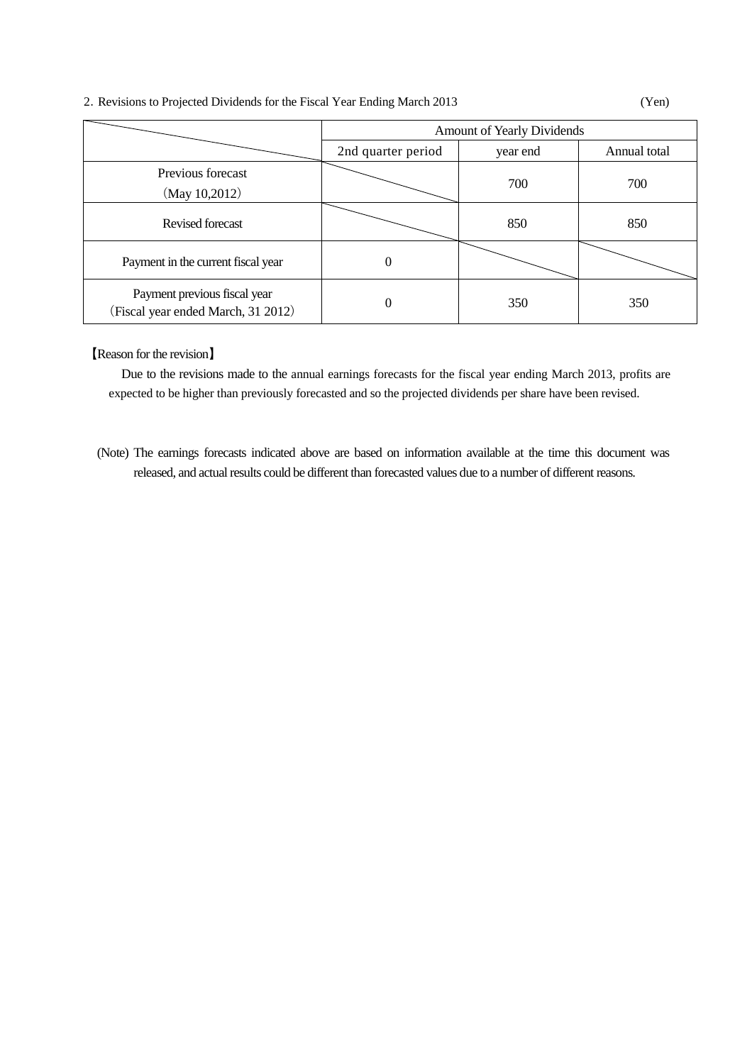2. Revisions to Projected Dividends for the Fiscal Year Ending March 2013 (Yen)

| | Amount of Yearly Dividends | | |
|---|---|---|---|
| | 2nd quarter period | year end | Annual total |
| Previous forecast (May 10,2012) | | 700 | 700 |
| Revised forecast | | 850 | 850 |
| Payment in the current fiscal year | 0 | | |
| Payment previous fiscal year (Fiscal year ended March, 31 2012) | 0 | 350 | 350 |

【Reason for the revision】

Due to the revisions made to the annual earnings forecasts for the fiscal year ending March 2013, profits are expected to be higher than previously forecasted and so the projected dividends per share have been revised.

(Note) The earnings forecasts indicated above are based on information available at the time this document was released, and actual results could be different than forecasted values due to a number of different reasons.